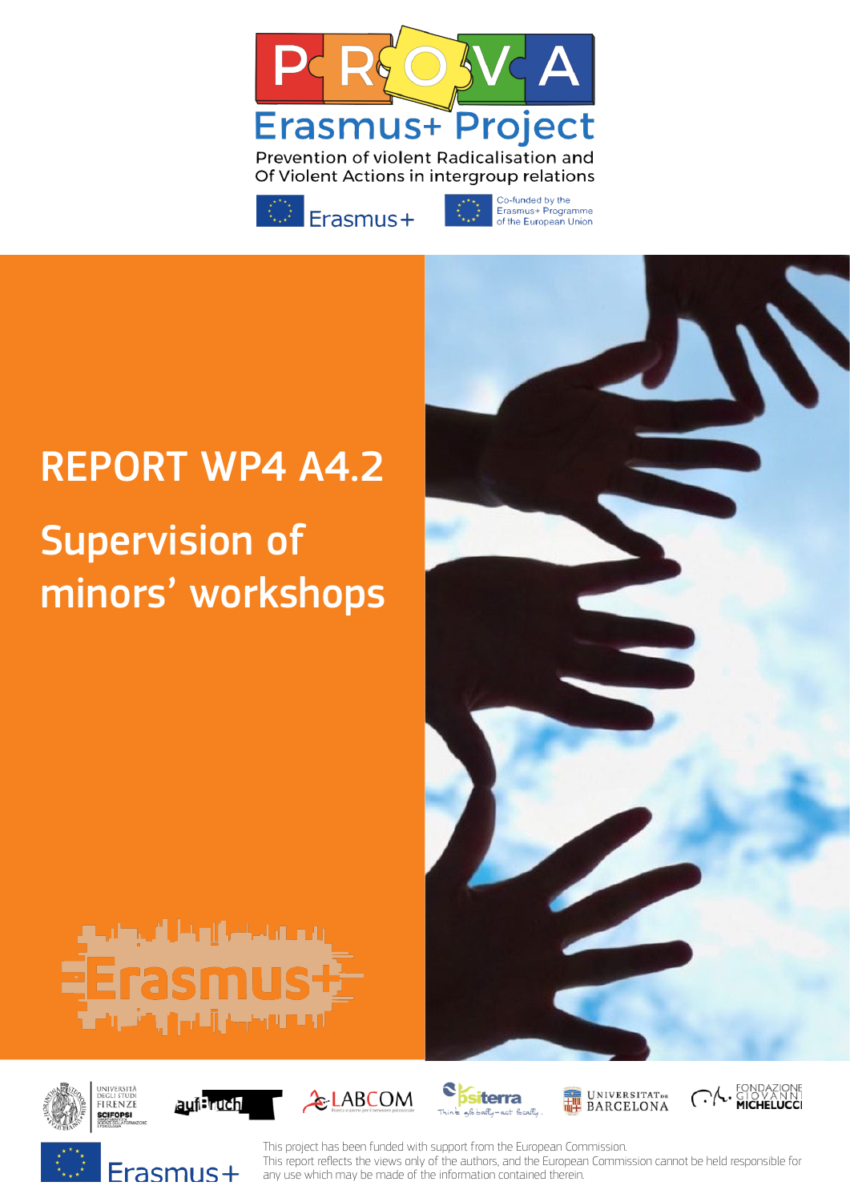# PROVA

## Erasmus+ Project

Prevention of violent Radicalisation and Of Violent Actions in intergroup relations

Erasmus+

Co-funded by the Erasmus+ Programme of the European Union

# REPORT WP4 A4.2

# Supervision of minors' workshops

This project has been funded with support from the European Commission.
This report reflects the views only of the authors, and the European Commission cannot be held responsible for any use which may be made of the information contained therein.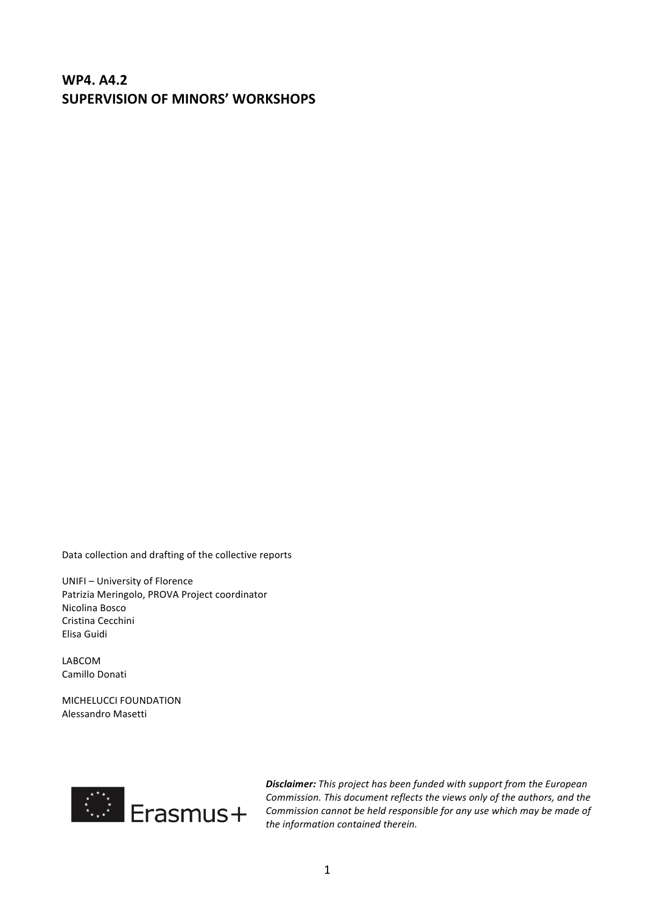# WP4. A4.2
# SUPERVISION OF MINORS' WORKSHOPS

Data collection and drafting of the collective reports

UNIFI – University of Florence
Patrizia Meringolo, PROVA Project coordinator
Nicolina Bosco
Cristina Cecchini
Elisa Guidi

LABCOM
Camillo Donati

MICHELUCCI FOUNDATION
Alessandro Masetti

Erasmus+

***Disclaimer:*** *This project has been funded with support from the European Commission. This document reflects the views only of the authors, and the Commission cannot be held responsible for any use which may be made of the information contained therein.*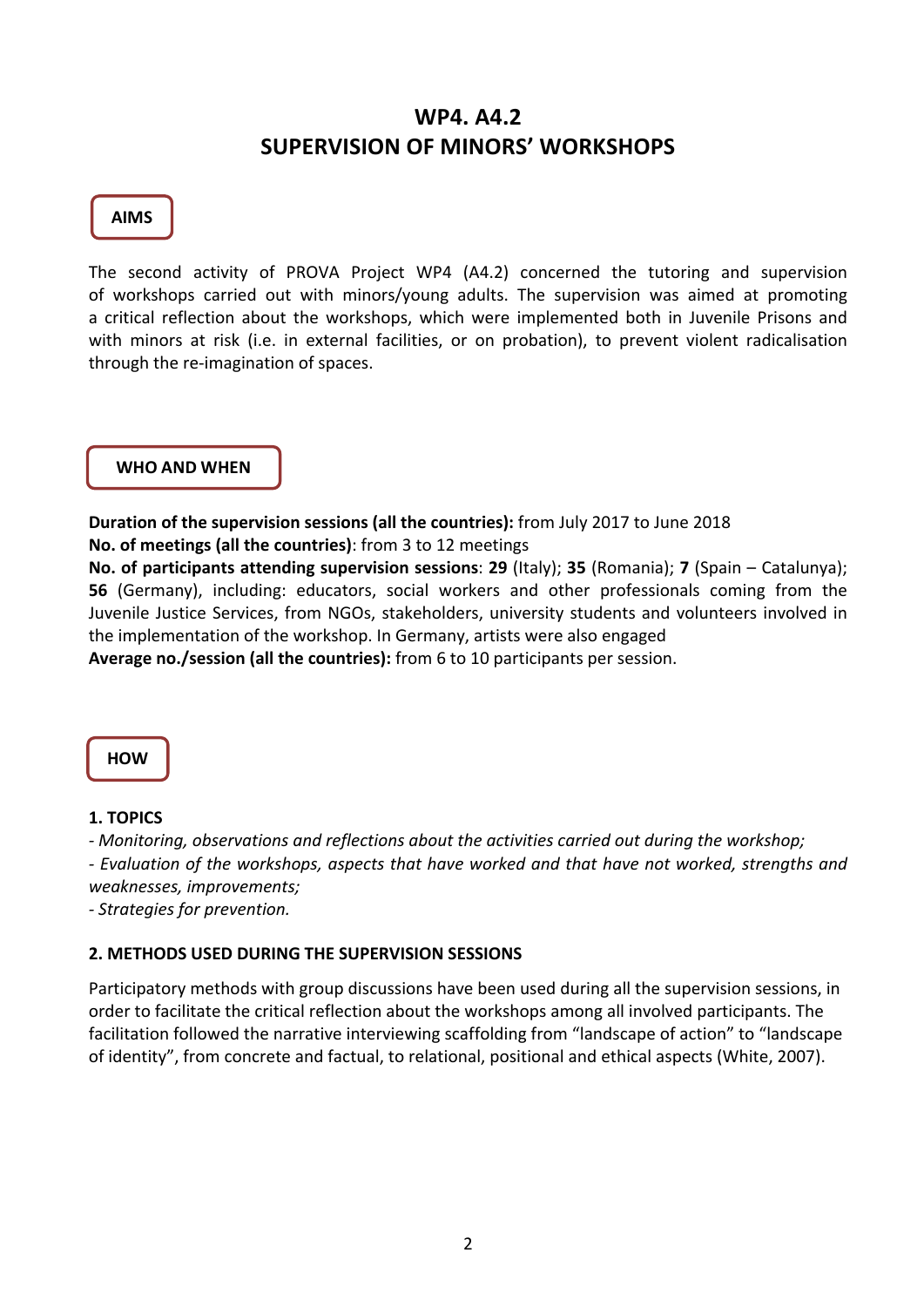# WP4. A4.2
# SUPERVISION OF MINORS' WORKSHOPS

## AIMS

The second activity of PROVA Project WP4 (A4.2) concerned the tutoring and supervision of workshops carried out with minors/young adults. The supervision was aimed at promoting a critical reflection about the workshops, which were implemented both in Juvenile Prisons and with minors at risk (i.e. in external facilities, or on probation), to prevent violent radicalisation through the re-imagination of spaces.

## WHO AND WHEN

**Duration of the supervision sessions (all the countries):** from July 2017 to June 2018
**No. of meetings (all the countries)**: from 3 to 12 meetings
**No. of participants attending supervision sessions**: **29** (Italy); **35** (Romania); **7** (Spain – Catalunya); **56** (Germany), including: educators, social workers and other professionals coming from the Juvenile Justice Services, from NGOs, stakeholders, university students and volunteers involved in the implementation of the workshop. In Germany, artists were also engaged
**Average no./session (all the countries):** from 6 to 10 participants per session.

## HOW

### 1. TOPICS

- *Monitoring, observations and reflections about the activities carried out during the workshop;*
- *Evaluation of the workshops, aspects that have worked and that have not worked, strengths and weaknesses, improvements;*
- *Strategies for prevention.*

### 2. METHODS USED DURING THE SUPERVISION SESSIONS

Participatory methods with group discussions have been used during all the supervision sessions, in order to facilitate the critical reflection about the workshops among all involved participants. The facilitation followed the narrative interviewing scaffolding from "landscape of action" to "landscape of identity", from concrete and factual, to relational, positional and ethical aspects (White, 2007).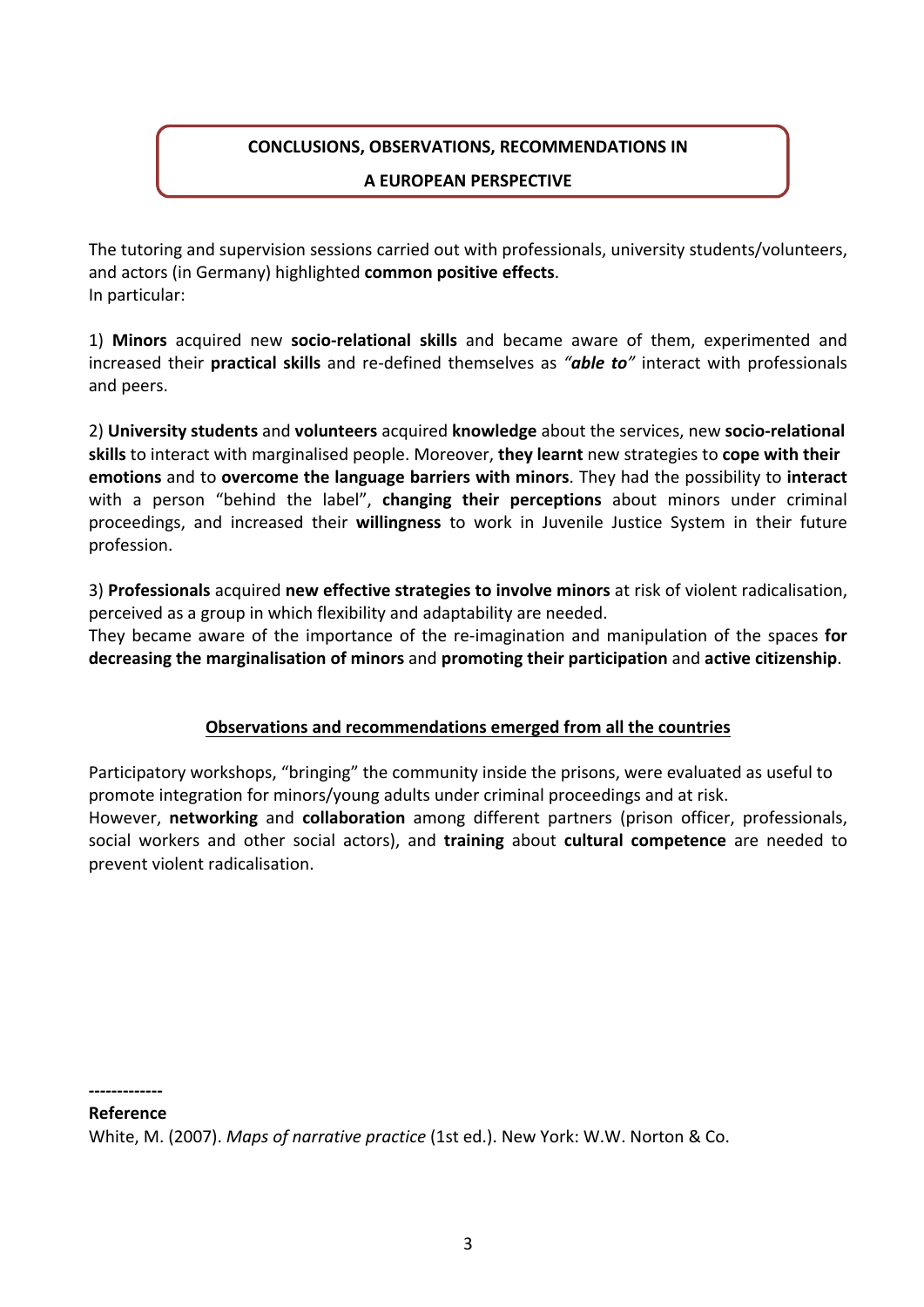## CONCLUSIONS, OBSERVATIONS, RECOMMENDATIONS IN A EUROPEAN PERSPECTIVE

The tutoring and supervision sessions carried out with professionals, university students/volunteers, and actors (in Germany) highlighted **common positive effects**.
In particular:

1) **Minors** acquired new **socio-relational skills** and became aware of them, experimented and increased their **practical skills** and re-defined themselves as ***"able to"*** interact with professionals and peers.

2) **University students** and **volunteers** acquired **knowledge** about the services, new **socio-relational skills** to interact with marginalised people. Moreover, **they learnt** new strategies to **cope with their emotions** and to **overcome the language barriers with minors**. They had the possibility to **interact** with a person "behind the label", **changing their perceptions** about minors under criminal proceedings, and increased their **willingness** to work in Juvenile Justice System in their future profession.

3) **Professionals** acquired **new effective strategies to involve minors** at risk of violent radicalisation, perceived as a group in which flexibility and adaptability are needed.
They became aware of the importance of the re-imagination and manipulation of the spaces **for decreasing the marginalisation of minors** and **promoting their participation** and **active citizenship**.

### Observations and recommendations emerged from all the countries

Participatory workshops, "bringing" the community inside the prisons, were evaluated as useful to promote integration for minors/young adults under criminal proceedings and at risk.
However, **networking** and **collaboration** among different partners (prison officer, professionals, social workers and other social actors), and **training** about **cultural competence** are needed to prevent violent radicalisation.

-------------

**Reference**

White, M. (2007). *Maps of narrative practice* (1st ed.). New York: W.W. Norton & Co.